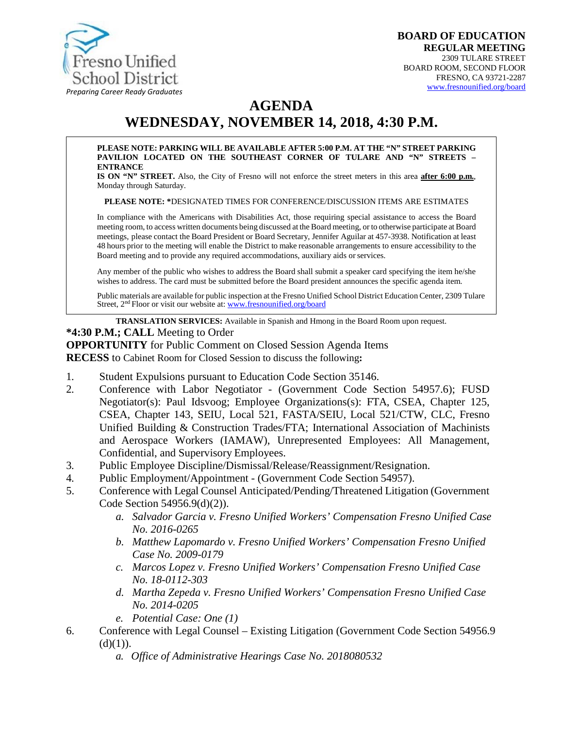Fresno Unified School District
*Preparing Career Ready Graduates*

**BOARD OF EDUCATION**
**REGULAR MEETING**
2309 TULARE STREET
BOARD ROOM, SECOND FLOOR
FRESNO, CA 93721-2287
www.fresnounified.org/board

# AGENDA
# WEDNESDAY, NOVEMBER 14, 2018, 4:30 P.M.

**PLEASE NOTE: PARKING WILL BE AVAILABLE AFTER 5:00 P.M. AT THE "N" STREET PARKING PAVILION LOCATED ON THE SOUTHEAST CORNER OF TULARE AND "N" STREETS – ENTRANCE IS ON "N" STREET.** Also, the City of Fresno will not enforce the street meters in this area **after 6:00 p.m.**, Monday through Saturday.

**PLEASE NOTE: ***DESIGNATED TIMES FOR CONFERENCE/DISCUSSION ITEMS ARE ESTIMATES

In compliance with the Americans with Disabilities Act, those requiring special assistance to access the Board meeting room, to access written documents being discussed at the Board meeting, or to otherwise participate at Board meetings, please contact the Board President or Board Secretary, Jennifer Aguilar at 457-3938. Notification at least 48 hours prior to the meeting will enable the District to make reasonable arrangements to ensure accessibility to the Board meeting and to provide any required accommodations, auxiliary aids or services.

Any member of the public who wishes to address the Board shall submit a speaker card specifying the item he/she wishes to address. The card must be submitted before the Board president announces the specific agenda item.

Public materials are available for public inspection at the Fresno Unified School District Education Center, 2309 Tulare Street, 2nd Floor or visit our website at: www.fresnounified.org/board

**TRANSLATION SERVICES:** Available in Spanish and Hmong in the Board Room upon request.

***4:30 P.M.; CALL** Meeting to Order
**OPPORTUNITY** for Public Comment on Closed Session Agenda Items
**RECESS** to Cabinet Room for Closed Session to discuss the following**:**

1. Student Expulsions pursuant to Education Code Section 35146.
2. Conference with Labor Negotiator - (Government Code Section 54957.6); FUSD Negotiator(s): Paul Idsvoog; Employee Organizations(s): FTA, CSEA, Chapter 125, CSEA, Chapter 143, SEIU, Local 521, FASTA/SEIU, Local 521/CTW, CLC, Fresno Unified Building & Construction Trades/FTA; International Association of Machinists and Aerospace Workers (IAMAW), Unrepresented Employees: All Management, Confidential, and Supervisory Employees.
3. Public Employee Discipline/Dismissal/Release/Reassignment/Resignation.
4. Public Employment/Appointment - (Government Code Section 54957).
5. Conference with Legal Counsel Anticipated/Pending/Threatened Litigation (Government Code Section 54956.9(d)(2)).
   a. *Salvador Garcia v. Fresno Unified Workers' Compensation Fresno Unified Case No. 2016-0265*
   b. *Matthew Lapomardo v. Fresno Unified Workers' Compensation Fresno Unified Case No. 2009-0179*
   c. *Marcos Lopez v. Fresno Unified Workers' Compensation Fresno Unified Case No. 18-0112-303*
   d. *Martha Zepeda v. Fresno Unified Workers' Compensation Fresno Unified Case No. 2014-0205*
   e. *Potential Case: One (1)*
6. Conference with Legal Counsel – Existing Litigation (Government Code Section 54956.9 (d)(1)).
   a. *Office of Administrative Hearings Case No. 2018080532*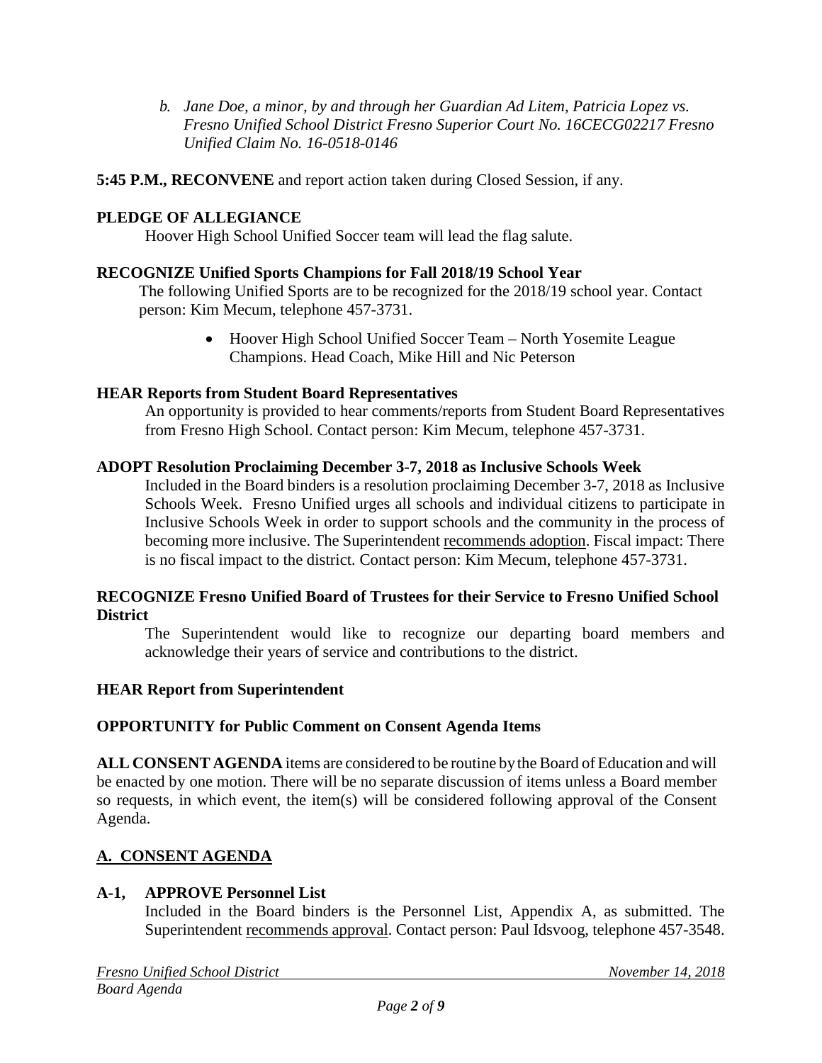b. *Jane Doe, a minor, by and through her Guardian Ad Litem, Patricia Lopez vs. Fresno Unified School District Fresno Superior Court No. 16CECG02217 Fresno Unified Claim No. 16-0518-0146*

**5:45 P.M., RECONVENE** and report action taken during Closed Session, if any.

**PLEDGE OF ALLEGIANCE**

Hoover High School Unified Soccer team will lead the flag salute.

**RECOGNIZE Unified Sports Champions for Fall 2018/19 School Year**

The following Unified Sports are to be recognized for the 2018/19 school year. Contact person: Kim Mecum, telephone 457-3731.

- Hoover High School Unified Soccer Team – North Yosemite League Champions. Head Coach, Mike Hill and Nic Peterson

**HEAR Reports from Student Board Representatives**

An opportunity is provided to hear comments/reports from Student Board Representatives from Fresno High School. Contact person: Kim Mecum, telephone 457-3731.

**ADOPT Resolution Proclaiming December 3-7, 2018 as Inclusive Schools Week**

Included in the Board binders is a resolution proclaiming December 3-7, 2018 as Inclusive Schools Week. Fresno Unified urges all schools and individual citizens to participate in Inclusive Schools Week in order to support schools and the community in the process of becoming more inclusive. The Superintendent recommends adoption. Fiscal impact: There is no fiscal impact to the district. Contact person: Kim Mecum, telephone 457-3731.

**RECOGNIZE Fresno Unified Board of Trustees for their Service to Fresno Unified School District**

The Superintendent would like to recognize our departing board members and acknowledge their years of service and contributions to the district.

**HEAR Report from Superintendent**

**OPPORTUNITY for Public Comment on Consent Agenda Items**

**ALL CONSENT AGENDA** items are considered to be routine by the Board of Education and will be enacted by one motion. There will be no separate discussion of items unless a Board member so requests, in which event, the item(s) will be considered following approval of the Consent Agenda.

## A. CONSENT AGENDA

**A-1, APPROVE Personnel List**

Included in the Board binders is the Personnel List, Appendix A, as submitted. The Superintendent recommends approval. Contact person: Paul Idsvoog, telephone 457-3548.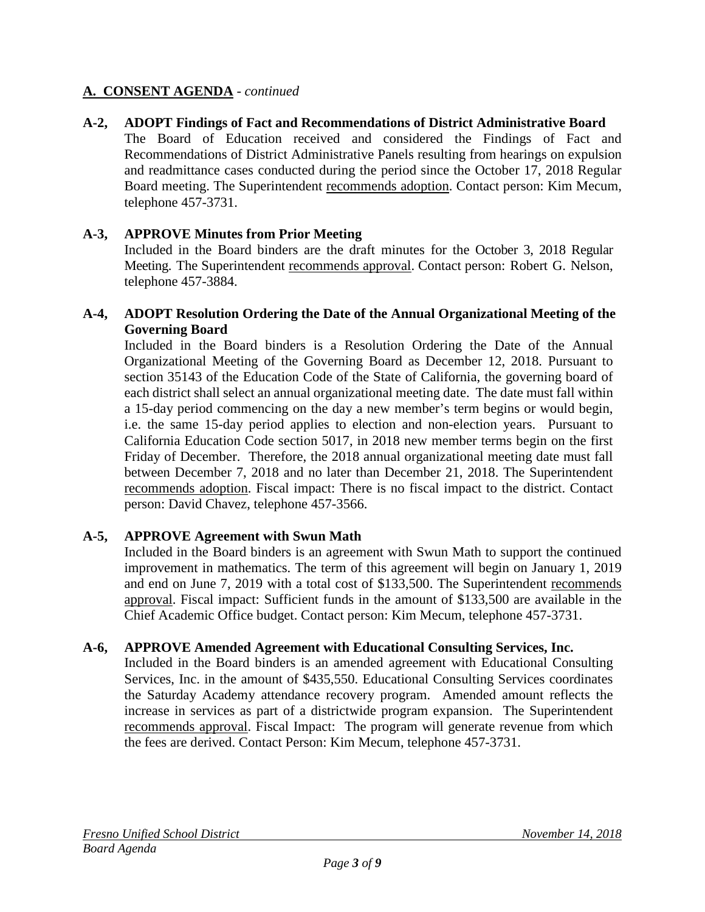## A. CONSENT AGENDA - *continued*

**A-2, ADOPT Findings of Fact and Recommendations of District Administrative Board**

The Board of Education received and considered the Findings of Fact and Recommendations of District Administrative Panels resulting from hearings on expulsion and readmittance cases conducted during the period since the October 17, 2018 Regular Board meeting. The Superintendent recommends adoption. Contact person: Kim Mecum, telephone 457-3731.

**A-3, APPROVE Minutes from Prior Meeting**

Included in the Board binders are the draft minutes for the October 3, 2018 Regular Meeting. The Superintendent recommends approval. Contact person: Robert G. Nelson, telephone 457-3884.

**A-4, ADOPT Resolution Ordering the Date of the Annual Organizational Meeting of the Governing Board**

Included in the Board binders is a Resolution Ordering the Date of the Annual Organizational Meeting of the Governing Board as December 12, 2018. Pursuant to section 35143 of the Education Code of the State of California, the governing board of each district shall select an annual organizational meeting date. The date must fall within a 15-day period commencing on the day a new member's term begins or would begin, i.e. the same 15-day period applies to election and non-election years. Pursuant to California Education Code section 5017, in 2018 new member terms begin on the first Friday of December. Therefore, the 2018 annual organizational meeting date must fall between December 7, 2018 and no later than December 21, 2018. The Superintendent recommends adoption. Fiscal impact: There is no fiscal impact to the district. Contact person: David Chavez, telephone 457-3566.

**A-5, APPROVE Agreement with Swun Math**

Included in the Board binders is an agreement with Swun Math to support the continued improvement in mathematics. The term of this agreement will begin on January 1, 2019 and end on June 7, 2019 with a total cost of $133,500. The Superintendent recommends approval. Fiscal impact: Sufficient funds in the amount of $133,500 are available in the Chief Academic Office budget. Contact person: Kim Mecum, telephone 457-3731.

**A-6, APPROVE Amended Agreement with Educational Consulting Services, Inc.**

Included in the Board binders is an amended agreement with Educational Consulting Services, Inc. in the amount of $435,550. Educational Consulting Services coordinates the Saturday Academy attendance recovery program. Amended amount reflects the increase in services as part of a districtwide program expansion. The Superintendent recommends approval. Fiscal Impact: The program will generate revenue from which the fees are derived. Contact Person: Kim Mecum, telephone 457-3731.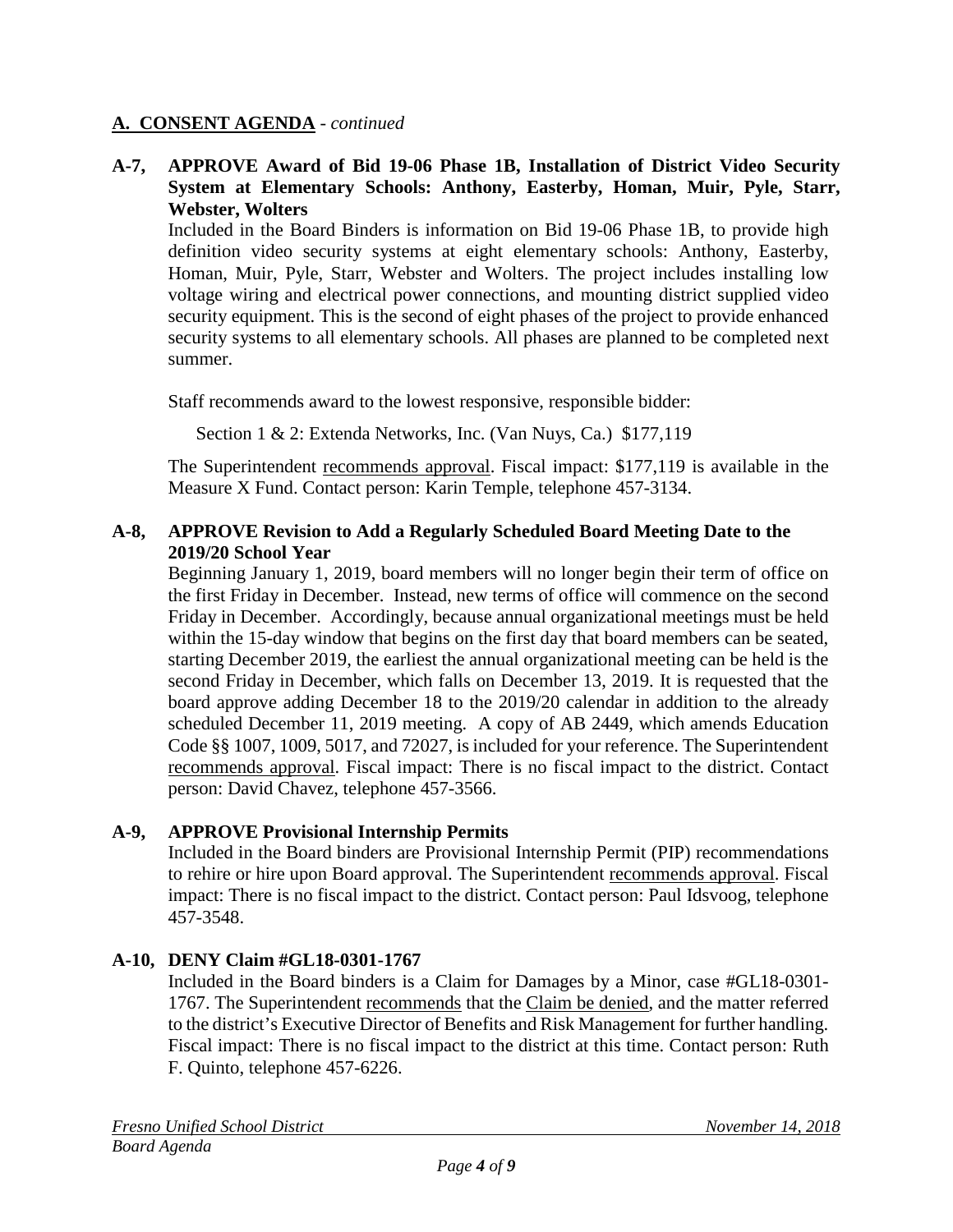## A. CONSENT AGENDA - *continued*

**A-7, APPROVE Award of Bid 19-06 Phase 1B, Installation of District Video Security System at Elementary Schools: Anthony, Easterby, Homan, Muir, Pyle, Starr, Webster, Wolters**

Included in the Board Binders is information on Bid 19-06 Phase 1B, to provide high definition video security systems at eight elementary schools: Anthony, Easterby, Homan, Muir, Pyle, Starr, Webster and Wolters. The project includes installing low voltage wiring and electrical power connections, and mounting district supplied video security equipment. This is the second of eight phases of the project to provide enhanced security systems to all elementary schools. All phases are planned to be completed next summer.

Staff recommends award to the lowest responsive, responsible bidder:

Section 1 & 2: Extenda Networks, Inc. (Van Nuys, Ca.) $177,119

The Superintendent recommends approval. Fiscal impact: $177,119 is available in the Measure X Fund. Contact person: Karin Temple, telephone 457-3134.

**A-8, APPROVE Revision to Add a Regularly Scheduled Board Meeting Date to the 2019/20 School Year**

Beginning January 1, 2019, board members will no longer begin their term of office on the first Friday in December. Instead, new terms of office will commence on the second Friday in December. Accordingly, because annual organizational meetings must be held within the 15-day window that begins on the first day that board members can be seated, starting December 2019, the earliest the annual organizational meeting can be held is the second Friday in December, which falls on December 13, 2019. It is requested that the board approve adding December 18 to the 2019/20 calendar in addition to the already scheduled December 11, 2019 meeting. A copy of AB 2449, which amends Education Code §§ 1007, 1009, 5017, and 72027, is included for your reference. The Superintendent recommends approval. Fiscal impact: There is no fiscal impact to the district. Contact person: David Chavez, telephone 457-3566.

**A-9, APPROVE Provisional Internship Permits**

Included in the Board binders are Provisional Internship Permit (PIP) recommendations to rehire or hire upon Board approval. The Superintendent recommends approval. Fiscal impact: There is no fiscal impact to the district. Contact person: Paul Idsvoog, telephone 457-3548.

**A-10, DENY Claim #GL18-0301-1767**

Included in the Board binders is a Claim for Damages by a Minor, case #GL18-0301-1767. The Superintendent recommends that the Claim be denied, and the matter referred to the district's Executive Director of Benefits and Risk Management for further handling. Fiscal impact: There is no fiscal impact to the district at this time. Contact person: Ruth F. Quinto, telephone 457-6226.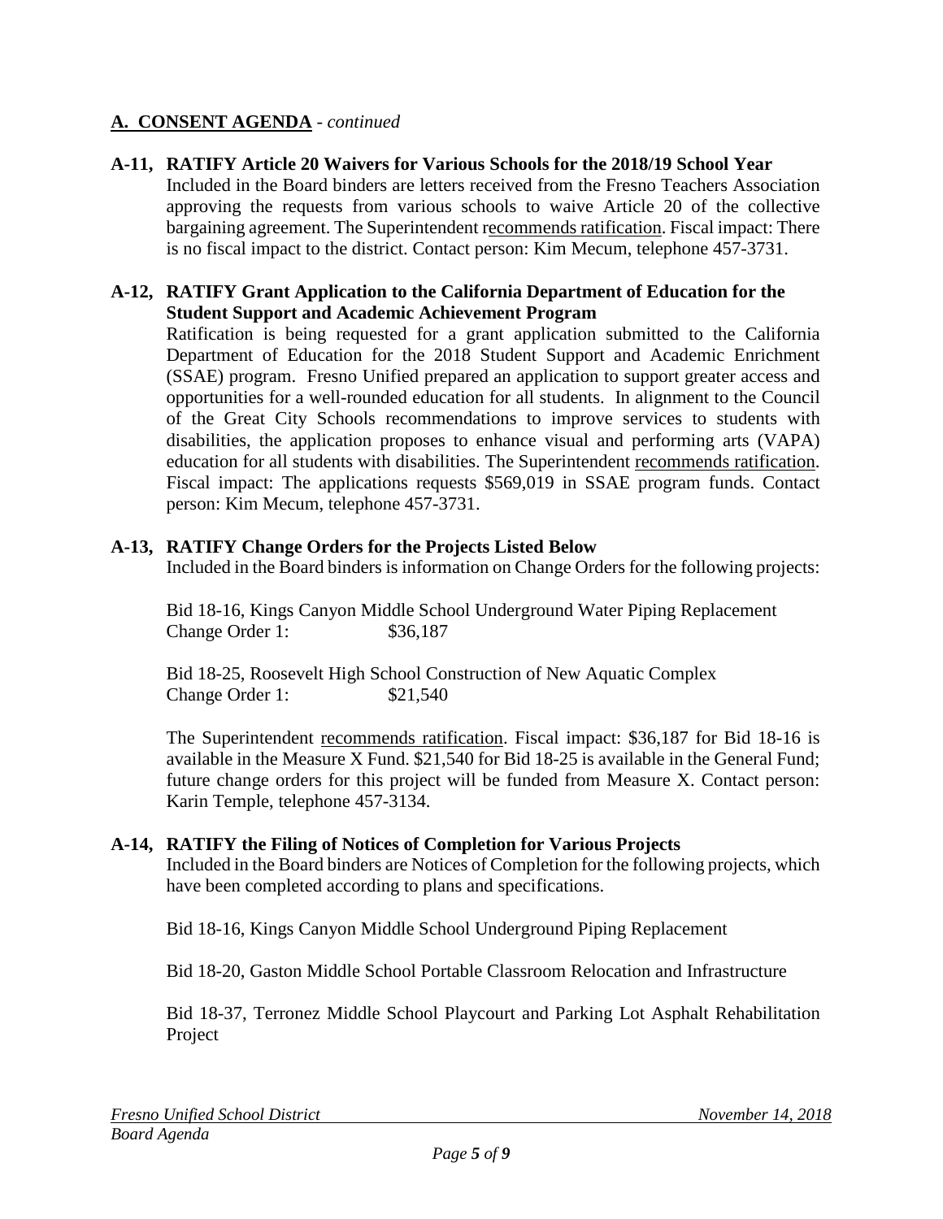## A. CONSENT AGENDA - *continued*

**A-11, RATIFY Article 20 Waivers for Various Schools for the 2018/19 School Year**

Included in the Board binders are letters received from the Fresno Teachers Association approving the requests from various schools to waive Article 20 of the collective bargaining agreement. The Superintendent recommends ratification. Fiscal impact: There is no fiscal impact to the district. Contact person: Kim Mecum, telephone 457-3731.

**A-12, RATIFY Grant Application to the California Department of Education for the Student Support and Academic Achievement Program**

Ratification is being requested for a grant application submitted to the California Department of Education for the 2018 Student Support and Academic Enrichment (SSAE) program. Fresno Unified prepared an application to support greater access and opportunities for a well-rounded education for all students. In alignment to the Council of the Great City Schools recommendations to improve services to students with disabilities, the application proposes to enhance visual and performing arts (VAPA) education for all students with disabilities. The Superintendent recommends ratification. Fiscal impact: The applications requests $569,019 in SSAE program funds. Contact person: Kim Mecum, telephone 457-3731.

**A-13, RATIFY Change Orders for the Projects Listed Below**

Included in the Board binders is information on Change Orders for the following projects:

Bid 18-16, Kings Canyon Middle School Underground Water Piping Replacement
Change Order 1: $36,187

Bid 18-25, Roosevelt High School Construction of New Aquatic Complex
Change Order 1: $21,540

The Superintendent recommends ratification. Fiscal impact: $36,187 for Bid 18-16 is available in the Measure X Fund. $21,540 for Bid 18-25 is available in the General Fund; future change orders for this project will be funded from Measure X. Contact person: Karin Temple, telephone 457-3134.

**A-14, RATIFY the Filing of Notices of Completion for Various Projects**

Included in the Board binders are Notices of Completion for the following projects, which have been completed according to plans and specifications.

Bid 18-16, Kings Canyon Middle School Underground Piping Replacement

Bid 18-20, Gaston Middle School Portable Classroom Relocation and Infrastructure

Bid 18-37, Terronez Middle School Playcourt and Parking Lot Asphalt Rehabilitation Project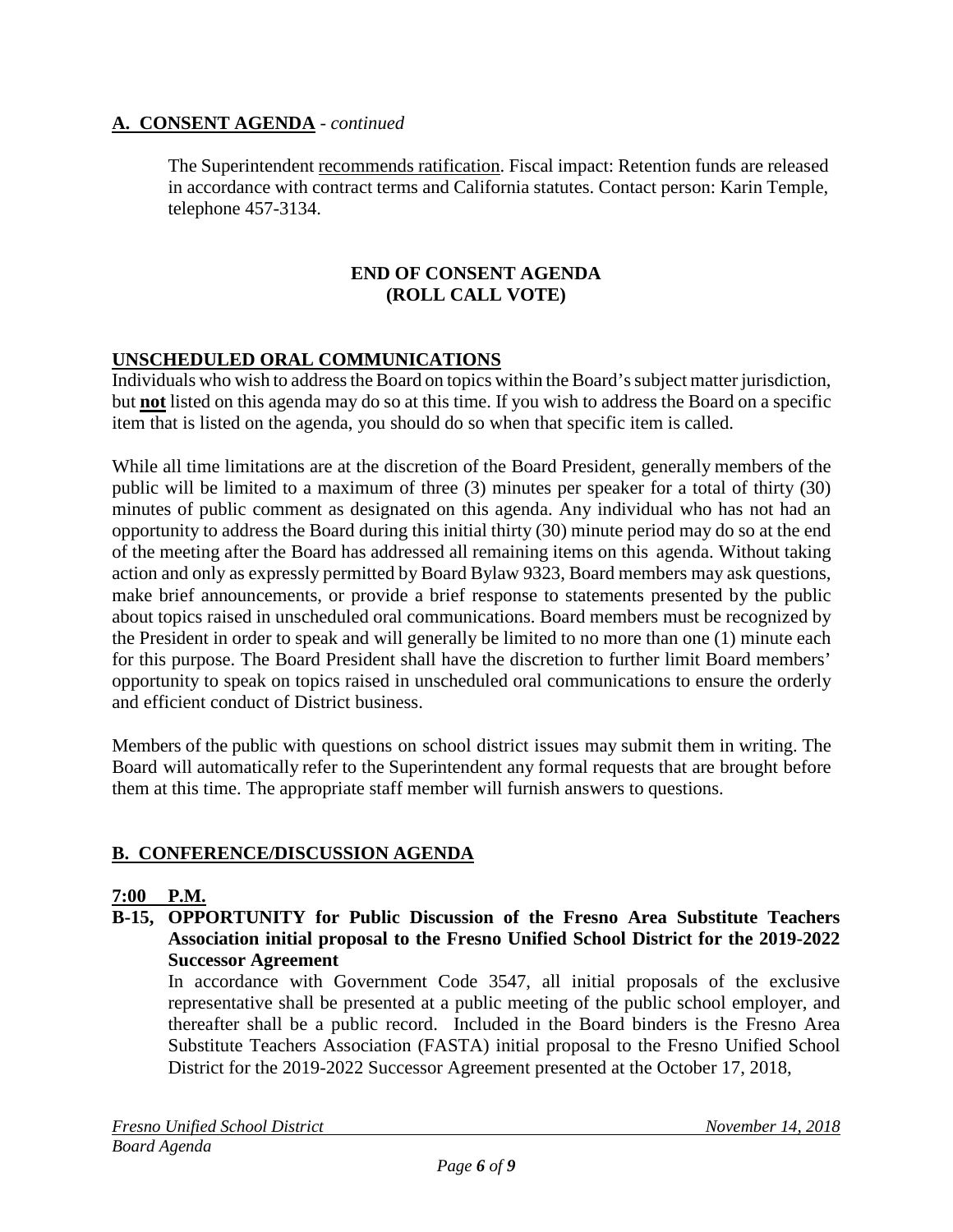## A. CONSENT AGENDA - *continued*

The Superintendent recommends ratification. Fiscal impact: Retention funds are released in accordance with contract terms and California statutes. Contact person: Karin Temple, telephone 457-3134.

**END OF CONSENT AGENDA**
**(ROLL CALL VOTE)**

## UNSCHEDULED ORAL COMMUNICATIONS

Individuals who wish to address the Board on topics within the Board's subject matter jurisdiction, but **not** listed on this agenda may do so at this time. If you wish to address the Board on a specific item that is listed on the agenda, you should do so when that specific item is called.

While all time limitations are at the discretion of the Board President, generally members of the public will be limited to a maximum of three (3) minutes per speaker for a total of thirty (30) minutes of public comment as designated on this agenda. Any individual who has not had an opportunity to address the Board during this initial thirty (30) minute period may do so at the end of the meeting after the Board has addressed all remaining items on this agenda. Without taking action and only as expressly permitted by Board Bylaw 9323, Board members may ask questions, make brief announcements, or provide a brief response to statements presented by the public about topics raised in unscheduled oral communications. Board members must be recognized by the President in order to speak and will generally be limited to no more than one (1) minute each for this purpose. The Board President shall have the discretion to further limit Board members' opportunity to speak on topics raised in unscheduled oral communications to ensure the orderly and efficient conduct of District business.

Members of the public with questions on school district issues may submit them in writing. The Board will automatically refer to the Superintendent any formal requests that are brought before them at this time. The appropriate staff member will furnish answers to questions.

## B. CONFERENCE/DISCUSSION AGENDA

**7:00 P.M.**

**B-15, OPPORTUNITY for Public Discussion of the Fresno Area Substitute Teachers Association initial proposal to the Fresno Unified School District for the 2019-2022 Successor Agreement**

In accordance with Government Code 3547, all initial proposals of the exclusive representative shall be presented at a public meeting of the public school employer, and thereafter shall be a public record. Included in the Board binders is the Fresno Area Substitute Teachers Association (FASTA) initial proposal to the Fresno Unified School District for the 2019-2022 Successor Agreement presented at the October 17, 2018,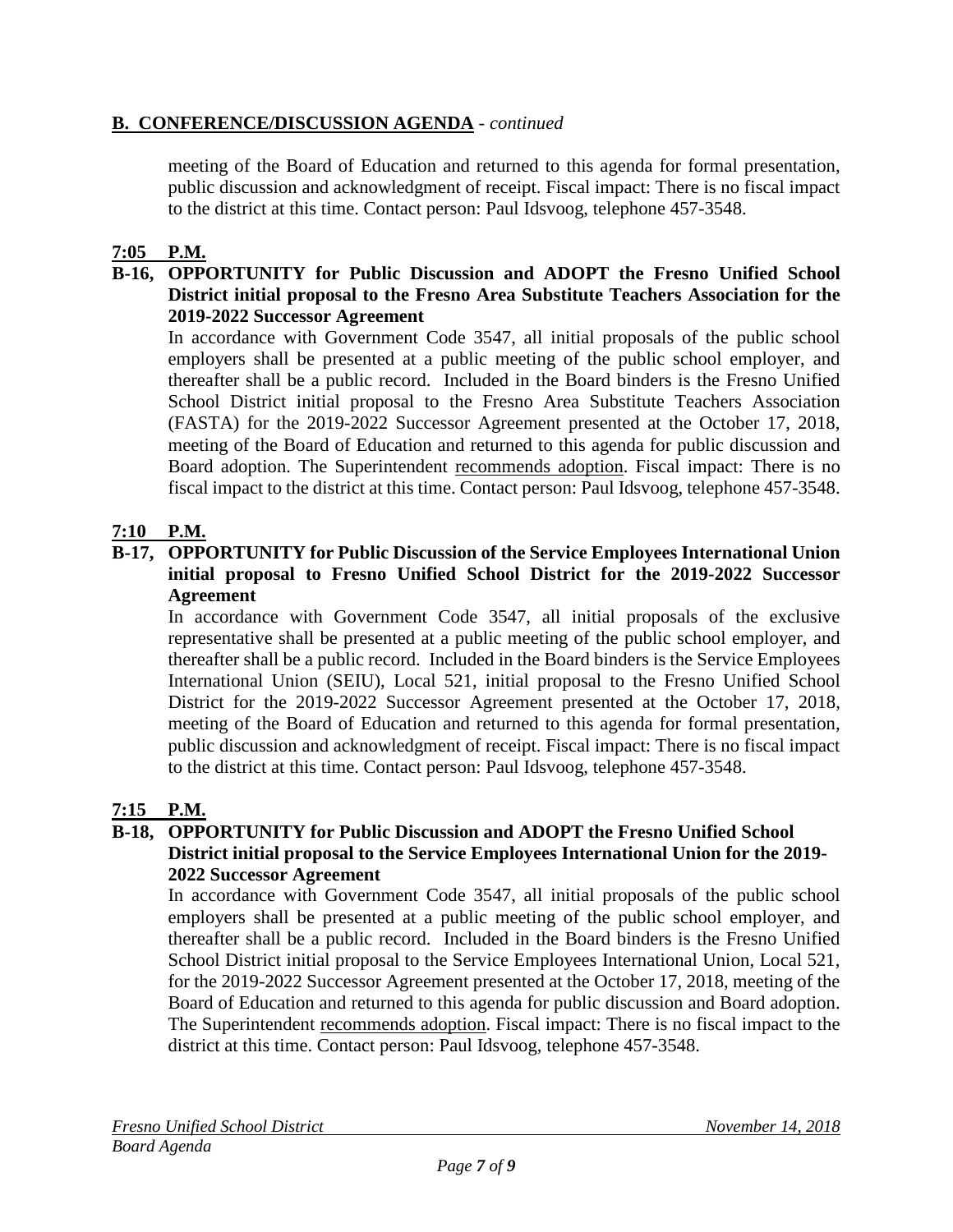## B. CONFERENCE/DISCUSSION AGENDA - *continued*

meeting of the Board of Education and returned to this agenda for formal presentation, public discussion and acknowledgment of receipt. Fiscal impact: There is no fiscal impact to the district at this time. Contact person: Paul Idsvoog, telephone 457-3548.

**7:05 P.M.**

**B-16, OPPORTUNITY for Public Discussion and ADOPT the Fresno Unified School District initial proposal to the Fresno Area Substitute Teachers Association for the 2019-2022 Successor Agreement**

In accordance with Government Code 3547, all initial proposals of the public school employers shall be presented at a public meeting of the public school employer, and thereafter shall be a public record. Included in the Board binders is the Fresno Unified School District initial proposal to the Fresno Area Substitute Teachers Association (FASTA) for the 2019-2022 Successor Agreement presented at the October 17, 2018, meeting of the Board of Education and returned to this agenda for public discussion and Board adoption. The Superintendent recommends adoption. Fiscal impact: There is no fiscal impact to the district at this time. Contact person: Paul Idsvoog, telephone 457-3548.

**7:10 P.M.**

**B-17, OPPORTUNITY for Public Discussion of the Service Employees International Union initial proposal to Fresno Unified School District for the 2019-2022 Successor Agreement**

In accordance with Government Code 3547, all initial proposals of the exclusive representative shall be presented at a public meeting of the public school employer, and thereafter shall be a public record. Included in the Board binders is the Service Employees International Union (SEIU), Local 521, initial proposal to the Fresno Unified School District for the 2019-2022 Successor Agreement presented at the October 17, 2018, meeting of the Board of Education and returned to this agenda for formal presentation, public discussion and acknowledgment of receipt. Fiscal impact: There is no fiscal impact to the district at this time. Contact person: Paul Idsvoog, telephone 457-3548.

**7:15 P.M.**

**B-18, OPPORTUNITY for Public Discussion and ADOPT the Fresno Unified School District initial proposal to the Service Employees International Union for the 2019-2022 Successor Agreement**

In accordance with Government Code 3547, all initial proposals of the public school employers shall be presented at a public meeting of the public school employer, and thereafter shall be a public record. Included in the Board binders is the Fresno Unified School District initial proposal to the Service Employees International Union, Local 521, for the 2019-2022 Successor Agreement presented at the October 17, 2018, meeting of the Board of Education and returned to this agenda for public discussion and Board adoption. The Superintendent recommends adoption. Fiscal impact: There is no fiscal impact to the district at this time. Contact person: Paul Idsvoog, telephone 457-3548.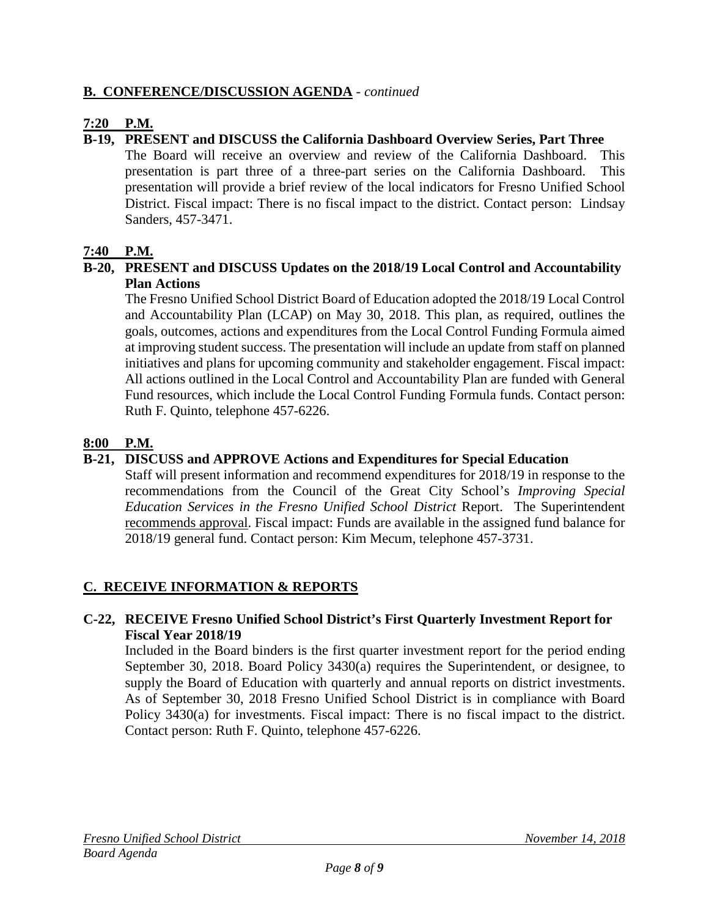## B. CONFERENCE/DISCUSSION AGENDA - *continued*

**7:20 P.M.**

**B-19, PRESENT and DISCUSS the California Dashboard Overview Series, Part Three**

The Board will receive an overview and review of the California Dashboard. This presentation is part three of a three-part series on the California Dashboard. This presentation will provide a brief review of the local indicators for Fresno Unified School District. Fiscal impact: There is no fiscal impact to the district. Contact person: Lindsay Sanders, 457-3471.

**7:40 P.M.**

**B-20, PRESENT and DISCUSS Updates on the 2018/19 Local Control and Accountability Plan Actions**

The Fresno Unified School District Board of Education adopted the 2018/19 Local Control and Accountability Plan (LCAP) on May 30, 2018. This plan, as required, outlines the goals, outcomes, actions and expenditures from the Local Control Funding Formula aimed at improving student success. The presentation will include an update from staff on planned initiatives and plans for upcoming community and stakeholder engagement. Fiscal impact: All actions outlined in the Local Control and Accountability Plan are funded with General Fund resources, which include the Local Control Funding Formula funds. Contact person: Ruth F. Quinto, telephone 457-6226.

**8:00 P.M.**

**B-21, DISCUSS and APPROVE Actions and Expenditures for Special Education**

Staff will present information and recommend expenditures for 2018/19 in response to the recommendations from the Council of the Great City School's *Improving Special Education Services in the Fresno Unified School District* Report. The Superintendent recommends approval. Fiscal impact: Funds are available in the assigned fund balance for 2018/19 general fund. Contact person: Kim Mecum, telephone 457-3731.

## C. RECEIVE INFORMATION & REPORTS

**C-22, RECEIVE Fresno Unified School District's First Quarterly Investment Report for Fiscal Year 2018/19**

Included in the Board binders is the first quarter investment report for the period ending September 30, 2018. Board Policy 3430(a) requires the Superintendent, or designee, to supply the Board of Education with quarterly and annual reports on district investments. As of September 30, 2018 Fresno Unified School District is in compliance with Board Policy 3430(a) for investments. Fiscal impact: There is no fiscal impact to the district. Contact person: Ruth F. Quinto, telephone 457-6226.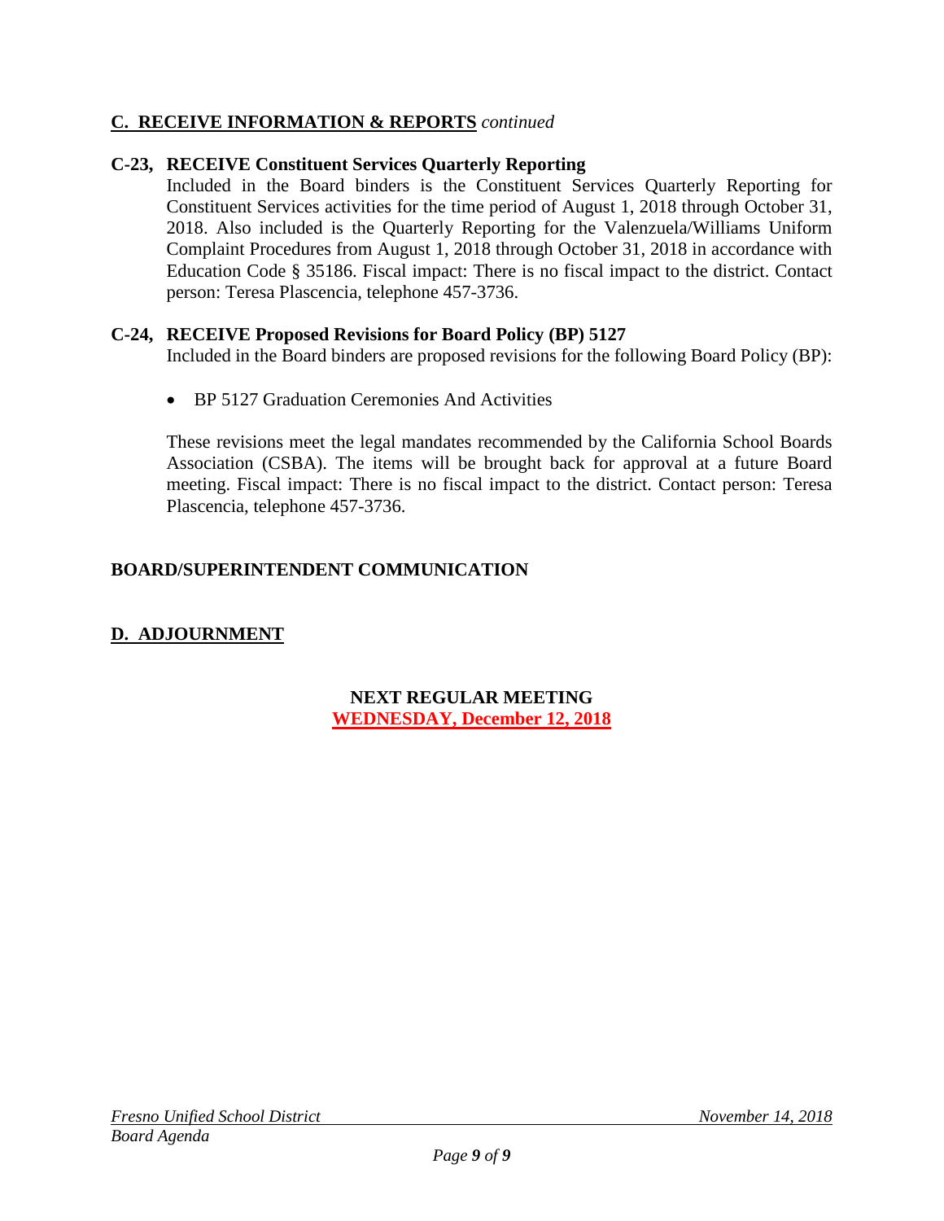## C. RECEIVE INFORMATION & REPORTS *continued*

**C-23, RECEIVE Constituent Services Quarterly Reporting**

Included in the Board binders is the Constituent Services Quarterly Reporting for Constituent Services activities for the time period of August 1, 2018 through October 31, 2018. Also included is the Quarterly Reporting for the Valenzuela/Williams Uniform Complaint Procedures from August 1, 2018 through October 31, 2018 in accordance with Education Code § 35186. Fiscal impact: There is no fiscal impact to the district. Contact person: Teresa Plascencia, telephone 457-3736.

**C-24, RECEIVE Proposed Revisions for Board Policy (BP) 5127**

Included in the Board binders are proposed revisions for the following Board Policy (BP):

- BP 5127 Graduation Ceremonies And Activities

These revisions meet the legal mandates recommended by the California School Boards Association (CSBA). The items will be brought back for approval at a future Board meeting. Fiscal impact: There is no fiscal impact to the district. Contact person: Teresa Plascencia, telephone 457-3736.

## BOARD/SUPERINTENDENT COMMUNICATION

## D. ADJOURNMENT

**NEXT REGULAR MEETING**
**WEDNESDAY, December 12, 2018**